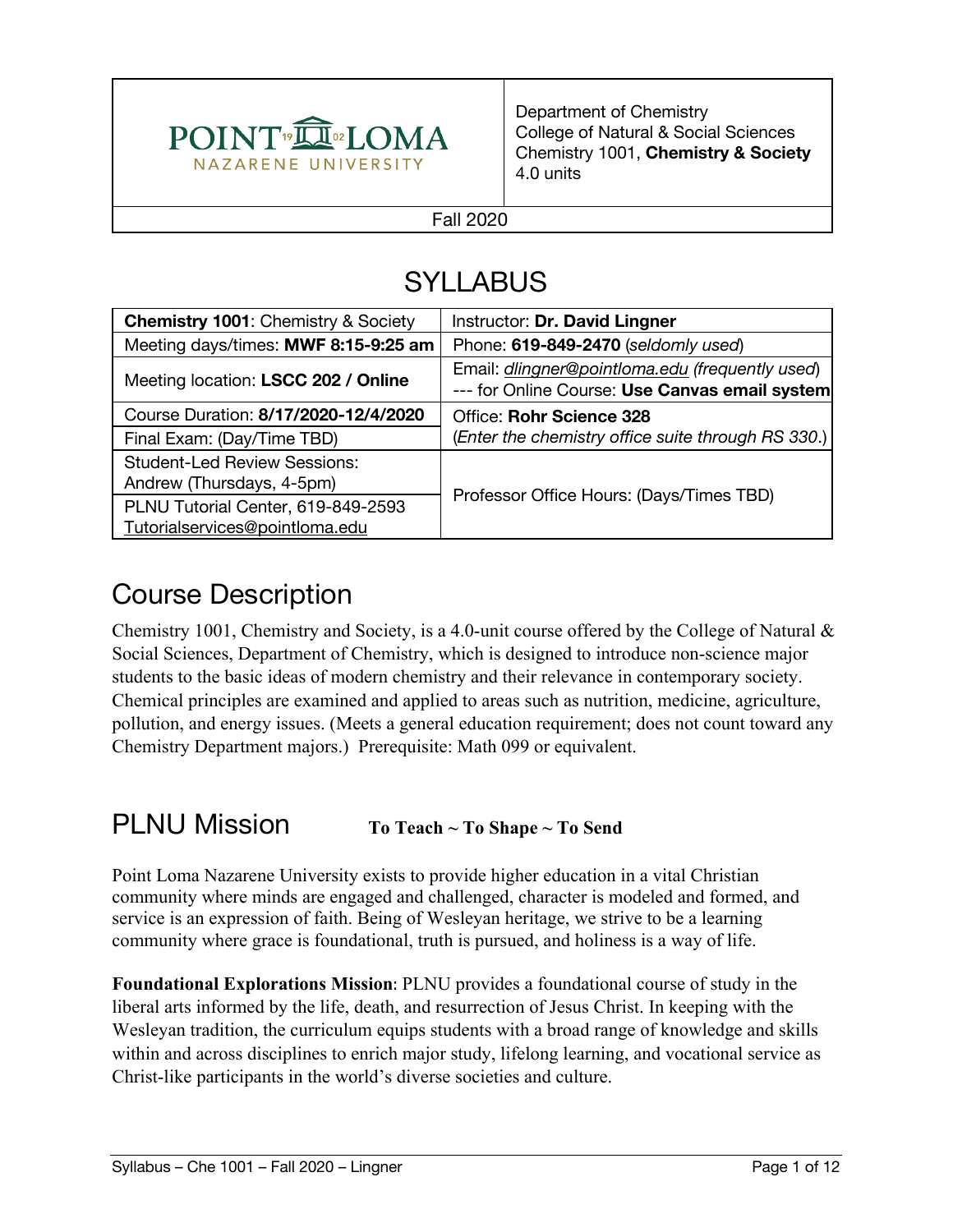| POINT LOMA NAZARENE UNIVERSITY | Department of Chemistry<br>College of Natural & Social Sciences<br>Chemistry 1001, **Chemistry & Society**<br>4.0 units |
|---|---|
| Fall 2020 | |

# SYLLABUS

| **Chemistry 1001**: Chemistry & Society | Instructor: **Dr. David Lingner** |
|---|---|
| Meeting days/times: **MWF 8:15-9:25 am** | Phone: **619-849-2470** (*seldomly used*) |
| Meeting location: **LSCC 202 / Online** | Email: *dlingner@pointloma.edu (frequently used)*<br>--- for Online Course: **Use Canvas email system** |
| Course Duration: **8/17/2020-12/4/2020** | Office: **Rohr Science 328** |
| Final Exam: (Day/Time TBD) | (*Enter the chemistry office suite through RS 330*.) |
| Student-Led Review Sessions:<br>Andrew (Thursdays, 4-5pm) | Professor Office Hours: (Days/Times TBD) |
| PLNU Tutorial Center, 619-849-2593<br>Tutorialservices@pointloma.edu | |

## Course Description

Chemistry 1001, Chemistry and Society, is a 4.0-unit course offered by the College of Natural & Social Sciences, Department of Chemistry, which is designed to introduce non-science major students to the basic ideas of modern chemistry and their relevance in contemporary society. Chemical principles are examined and applied to areas such as nutrition, medicine, agriculture, pollution, and energy issues. (Meets a general education requirement; does not count toward any Chemistry Department majors.) Prerequisite: Math 099 or equivalent.

## PLNU Mission **To Teach ~ To Shape ~ To Send**

Point Loma Nazarene University exists to provide higher education in a vital Christian community where minds are engaged and challenged, character is modeled and formed, and service is an expression of faith. Being of Wesleyan heritage, we strive to be a learning community where grace is foundational, truth is pursued, and holiness is a way of life.

**Foundational Explorations Mission**: PLNU provides a foundational course of study in the liberal arts informed by the life, death, and resurrection of Jesus Christ. In keeping with the Wesleyan tradition, the curriculum equips students with a broad range of knowledge and skills within and across disciplines to enrich major study, lifelong learning, and vocational service as Christ-like participants in the world's diverse societies and culture.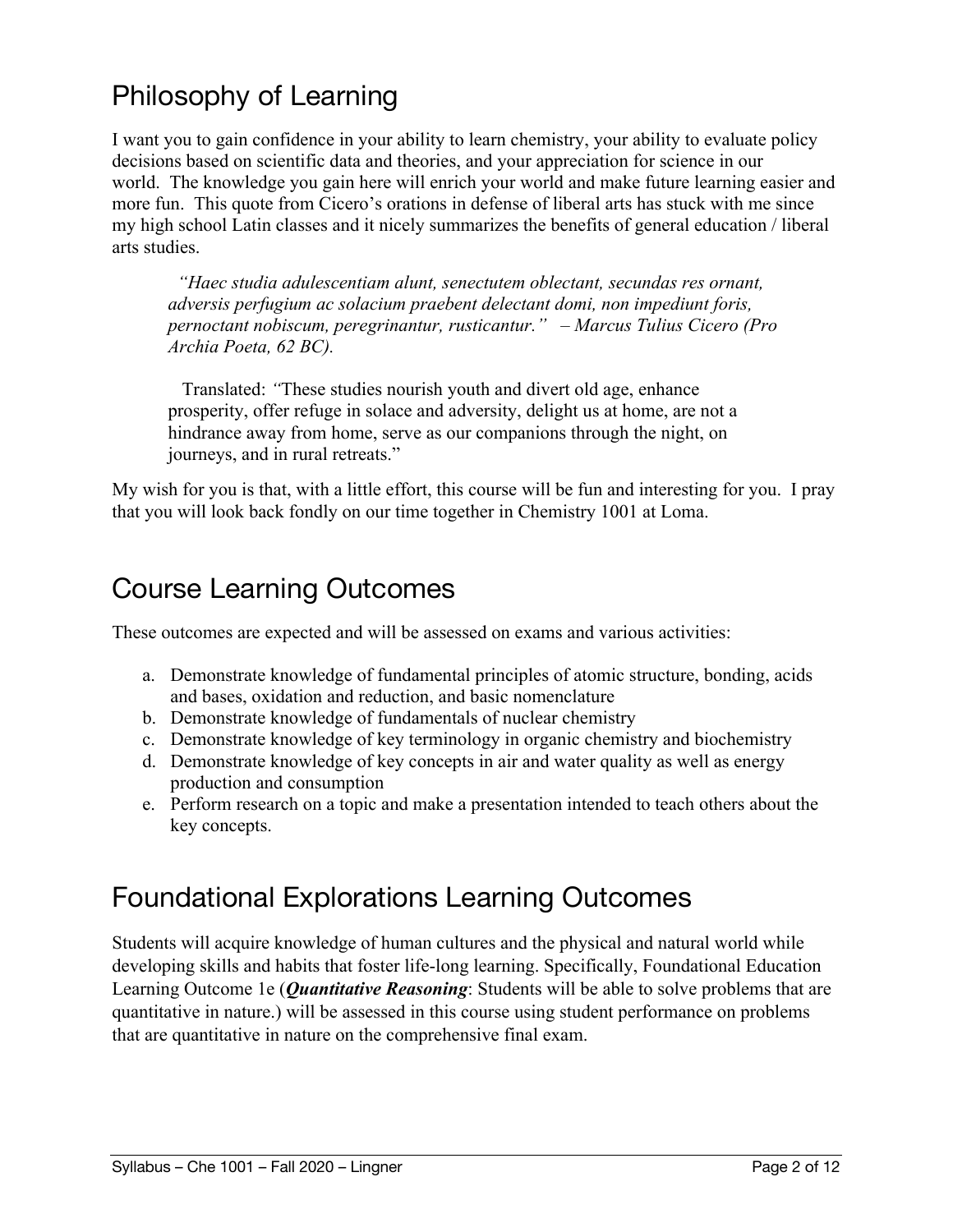## Philosophy of Learning

I want you to gain confidence in your ability to learn chemistry, your ability to evaluate policy decisions based on scientific data and theories, and your appreciation for science in our world. The knowledge you gain here will enrich your world and make future learning easier and more fun. This quote from Cicero's orations in defense of liberal arts has stuck with me since my high school Latin classes and it nicely summarizes the benefits of general education / liberal arts studies.

> *"Haec studia adulescentiam alunt, senectutem oblectant, secundas res ornant, adversis perfugium ac solacium praebent delectant domi, non impediunt foris, pernoctant nobiscum, peregrinantur, rusticantur." – Marcus Tulius Cicero (Pro Archia Poeta, 62 BC).*
>
> Translated: *"*These studies nourish youth and divert old age, enhance prosperity, offer refuge in solace and adversity, delight us at home, are not a hindrance away from home, serve as our companions through the night, on journeys, and in rural retreats."

My wish for you is that, with a little effort, this course will be fun and interesting for you. I pray that you will look back fondly on our time together in Chemistry 1001 at Loma.

## Course Learning Outcomes

These outcomes are expected and will be assessed on exams and various activities:

a. Demonstrate knowledge of fundamental principles of atomic structure, bonding, acids and bases, oxidation and reduction, and basic nomenclature
b. Demonstrate knowledge of fundamentals of nuclear chemistry
c. Demonstrate knowledge of key terminology in organic chemistry and biochemistry
d. Demonstrate knowledge of key concepts in air and water quality as well as energy production and consumption
e. Perform research on a topic and make a presentation intended to teach others about the key concepts.

## Foundational Explorations Learning Outcomes

Students will acquire knowledge of human cultures and the physical and natural world while developing skills and habits that foster life-long learning. Specifically, Foundational Education Learning Outcome 1e (***Quantitative Reasoning***: Students will be able to solve problems that are quantitative in nature.) will be assessed in this course using student performance on problems that are quantitative in nature on the comprehensive final exam.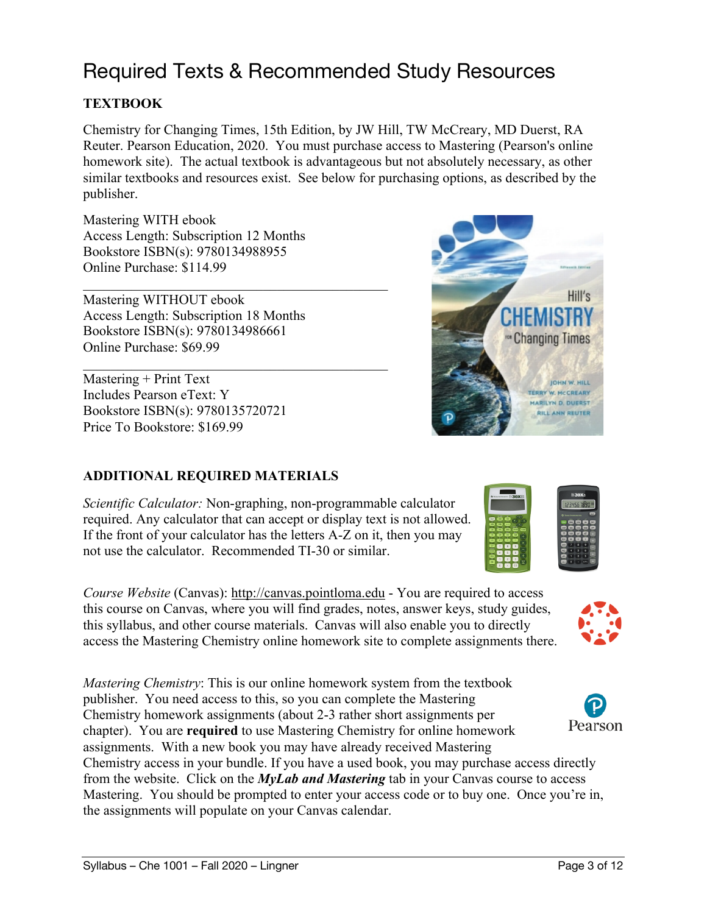# Required Texts & Recommended Study Resources

**TEXTBOOK**

Chemistry for Changing Times, 15th Edition, by JW Hill, TW McCreary, MD Duerst, RA Reuter. Pearson Education, 2020. You must purchase access to Mastering (Pearson's online homework site). The actual textbook is advantageous but not absolutely necessary, as other similar textbooks and resources exist. See below for purchasing options, as described by the publisher.

Mastering WITH ebook
Access Length: Subscription 12 Months
Bookstore ISBN(s): 9780134988955
Online Purchase: $114.99

---

Mastering WITHOUT ebook
Access Length: Subscription 18 Months
Bookstore ISBN(s): 9780134986661
Online Purchase: $69.99

---

Mastering + Print Text
Includes Pearson eText: Y
Bookstore ISBN(s): 9780135720721
Price To Bookstore: $169.99

**ADDITIONAL REQUIRED MATERIALS**

*Scientific Calculator:* Non-graphing, non-programmable calculator required. Any calculator that can accept or display text is not allowed. If the front of your calculator has the letters A-Z on it, then you may not use the calculator. Recommended TI-30 or similar.

*Course Website* (Canvas): http://canvas.pointloma.edu - You are required to access this course on Canvas, where you will find grades, notes, answer keys, study guides, this syllabus, and other course materials. Canvas will also enable you to directly access the Mastering Chemistry online homework site to complete assignments there.

*Mastering Chemistry*: This is our online homework system from the textbook publisher. You need access to this, so you can complete the Mastering Chemistry homework assignments (about 2-3 rather short assignments per chapter). You are **required** to use Mastering Chemistry for online homework assignments. With a new book you may have already received Mastering Chemistry access in your bundle. If you have a used book, you may purchase access directly from the website. Click on the ***MyLab and Mastering*** tab in your Canvas course to access Mastering. You should be prompted to enter your access code or to buy one. Once you're in, the assignments will populate on your Canvas calendar.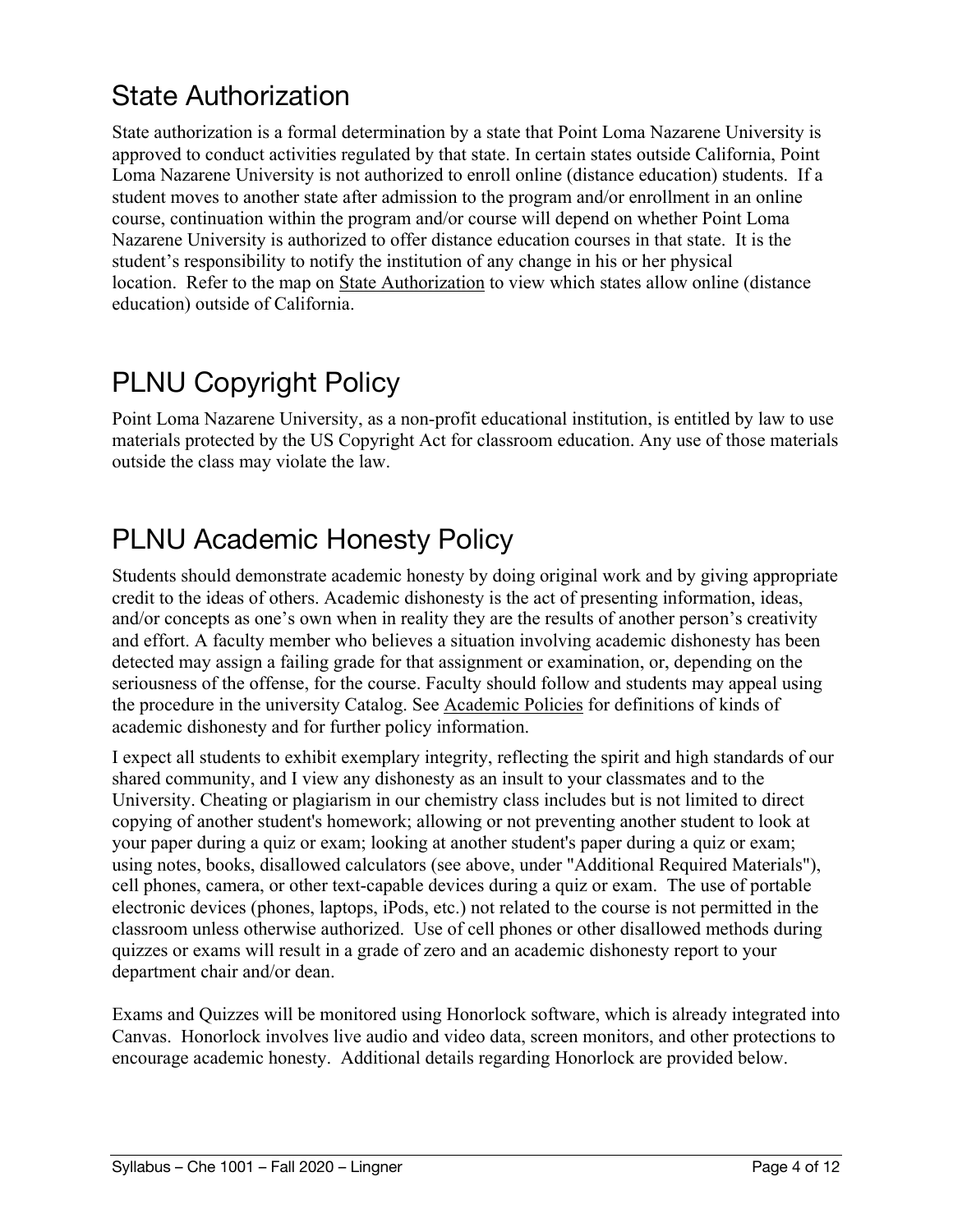## State Authorization

State authorization is a formal determination by a state that Point Loma Nazarene University is approved to conduct activities regulated by that state. In certain states outside California, Point Loma Nazarene University is not authorized to enroll online (distance education) students. If a student moves to another state after admission to the program and/or enrollment in an online course, continuation within the program and/or course will depend on whether Point Loma Nazarene University is authorized to offer distance education courses in that state. It is the student's responsibility to notify the institution of any change in his or her physical location. Refer to the map on State Authorization to view which states allow online (distance education) outside of California.

## PLNU Copyright Policy

Point Loma Nazarene University, as a non-profit educational institution, is entitled by law to use materials protected by the US Copyright Act for classroom education. Any use of those materials outside the class may violate the law.

## PLNU Academic Honesty Policy

Students should demonstrate academic honesty by doing original work and by giving appropriate credit to the ideas of others. Academic dishonesty is the act of presenting information, ideas, and/or concepts as one's own when in reality they are the results of another person's creativity and effort. A faculty member who believes a situation involving academic dishonesty has been detected may assign a failing grade for that assignment or examination, or, depending on the seriousness of the offense, for the course. Faculty should follow and students may appeal using the procedure in the university Catalog. See Academic Policies for definitions of kinds of academic dishonesty and for further policy information.

I expect all students to exhibit exemplary integrity, reflecting the spirit and high standards of our shared community, and I view any dishonesty as an insult to your classmates and to the University. Cheating or plagiarism in our chemistry class includes but is not limited to direct copying of another student's homework; allowing or not preventing another student to look at your paper during a quiz or exam; looking at another student's paper during a quiz or exam; using notes, books, disallowed calculators (see above, under "Additional Required Materials"), cell phones, camera, or other text-capable devices during a quiz or exam. The use of portable electronic devices (phones, laptops, iPods, etc.) not related to the course is not permitted in the classroom unless otherwise authorized. Use of cell phones or other disallowed methods during quizzes or exams will result in a grade of zero and an academic dishonesty report to your department chair and/or dean.

Exams and Quizzes will be monitored using Honorlock software, which is already integrated into Canvas. Honorlock involves live audio and video data, screen monitors, and other protections to encourage academic honesty. Additional details regarding Honorlock are provided below.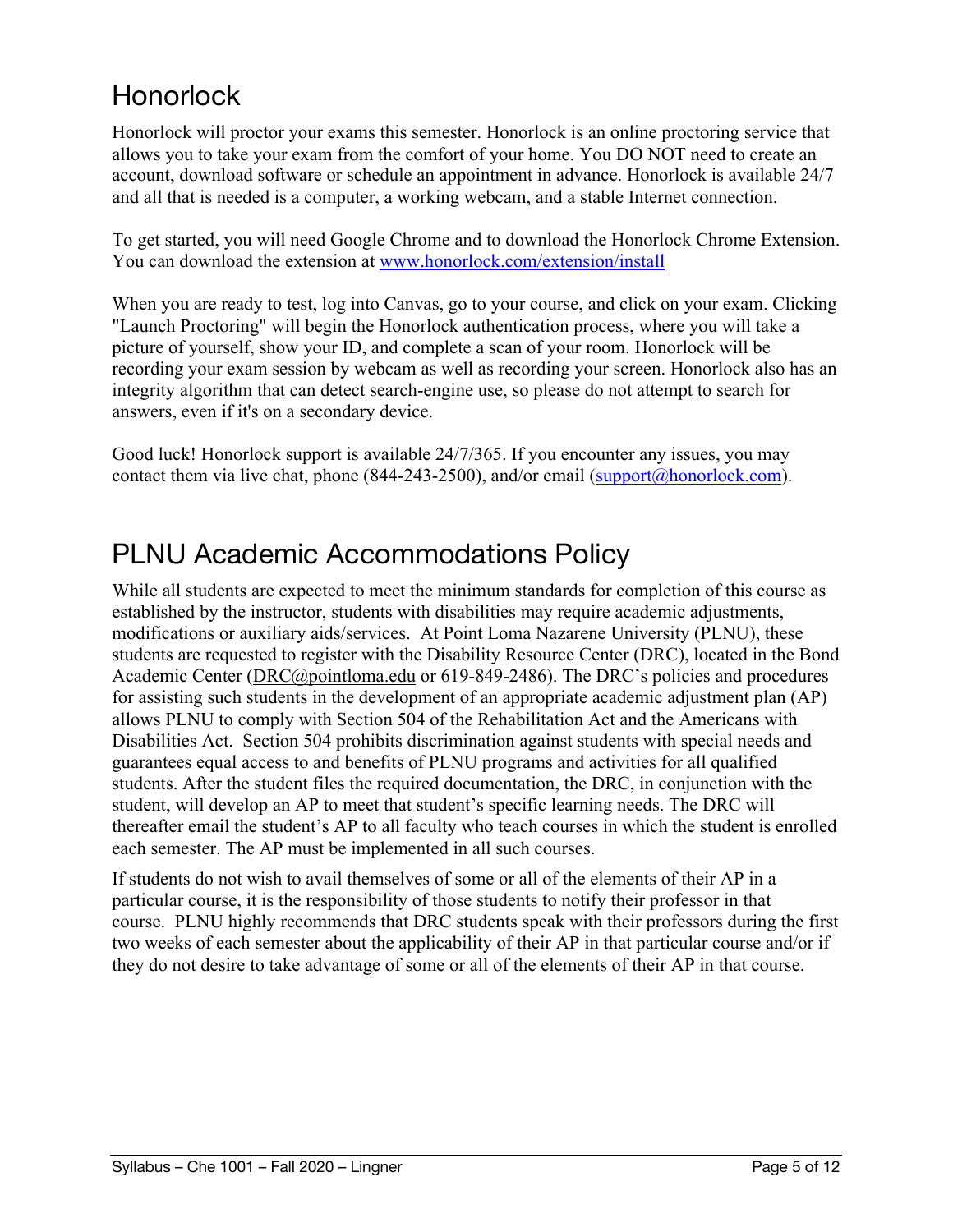## Honorlock

Honorlock will proctor your exams this semester. Honorlock is an online proctoring service that allows you to take your exam from the comfort of your home. You DO NOT need to create an account, download software or schedule an appointment in advance. Honorlock is available 24/7 and all that is needed is a computer, a working webcam, and a stable Internet connection.

To get started, you will need Google Chrome and to download the Honorlock Chrome Extension. You can download the extension at www.honorlock.com/extension/install

When you are ready to test, log into Canvas, go to your course, and click on your exam. Clicking "Launch Proctoring" will begin the Honorlock authentication process, where you will take a picture of yourself, show your ID, and complete a scan of your room. Honorlock will be recording your exam session by webcam as well as recording your screen. Honorlock also has an integrity algorithm that can detect search-engine use, so please do not attempt to search for answers, even if it's on a secondary device.

Good luck! Honorlock support is available 24/7/365. If you encounter any issues, you may contact them via live chat, phone (844-243-2500), and/or email (support@honorlock.com).

## PLNU Academic Accommodations Policy

While all students are expected to meet the minimum standards for completion of this course as established by the instructor, students with disabilities may require academic adjustments, modifications or auxiliary aids/services. At Point Loma Nazarene University (PLNU), these students are requested to register with the Disability Resource Center (DRC), located in the Bond Academic Center (DRC@pointloma.edu or 619-849-2486). The DRC's policies and procedures for assisting such students in the development of an appropriate academic adjustment plan (AP) allows PLNU to comply with Section 504 of the Rehabilitation Act and the Americans with Disabilities Act. Section 504 prohibits discrimination against students with special needs and guarantees equal access to and benefits of PLNU programs and activities for all qualified students. After the student files the required documentation, the DRC, in conjunction with the student, will develop an AP to meet that student's specific learning needs. The DRC will thereafter email the student's AP to all faculty who teach courses in which the student is enrolled each semester. The AP must be implemented in all such courses.

If students do not wish to avail themselves of some or all of the elements of their AP in a particular course, it is the responsibility of those students to notify their professor in that course. PLNU highly recommends that DRC students speak with their professors during the first two weeks of each semester about the applicability of their AP in that particular course and/or if they do not desire to take advantage of some or all of the elements of their AP in that course.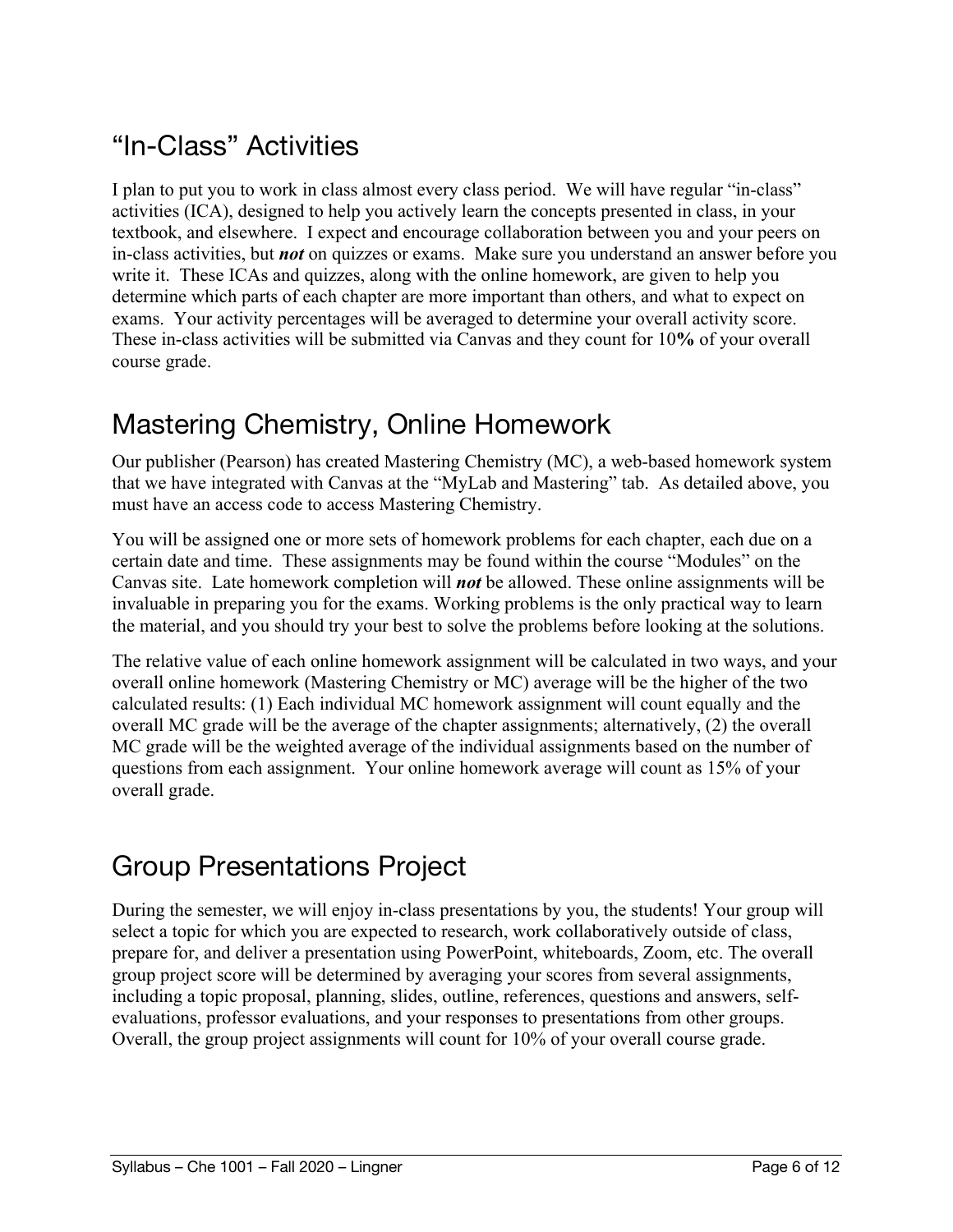## "In-Class" Activities

I plan to put you to work in class almost every class period. We will have regular "in-class" activities (ICA), designed to help you actively learn the concepts presented in class, in your textbook, and elsewhere. I expect and encourage collaboration between you and your peers on in-class activities, but ***not*** on quizzes or exams. Make sure you understand an answer before you write it. These ICAs and quizzes, along with the online homework, are given to help you determine which parts of each chapter are more important than others, and what to expect on exams. Your activity percentages will be averaged to determine your overall activity score. These in-class activities will be submitted via Canvas and they count for 10**%** of your overall course grade.

## Mastering Chemistry, Online Homework

Our publisher (Pearson) has created Mastering Chemistry (MC), a web-based homework system that we have integrated with Canvas at the "MyLab and Mastering" tab. As detailed above, you must have an access code to access Mastering Chemistry.

You will be assigned one or more sets of homework problems for each chapter, each due on a certain date and time. These assignments may be found within the course "Modules" on the Canvas site. Late homework completion will ***not*** be allowed. These online assignments will be invaluable in preparing you for the exams. Working problems is the only practical way to learn the material, and you should try your best to solve the problems before looking at the solutions.

The relative value of each online homework assignment will be calculated in two ways, and your overall online homework (Mastering Chemistry or MC) average will be the higher of the two calculated results: (1) Each individual MC homework assignment will count equally and the overall MC grade will be the average of the chapter assignments; alternatively, (2) the overall MC grade will be the weighted average of the individual assignments based on the number of questions from each assignment. Your online homework average will count as 15% of your overall grade.

## Group Presentations Project

During the semester, we will enjoy in-class presentations by you, the students! Your group will select a topic for which you are expected to research, work collaboratively outside of class, prepare for, and deliver a presentation using PowerPoint, whiteboards, Zoom, etc. The overall group project score will be determined by averaging your scores from several assignments, including a topic proposal, planning, slides, outline, references, questions and answers, self-evaluations, professor evaluations, and your responses to presentations from other groups. Overall, the group project assignments will count for 10% of your overall course grade.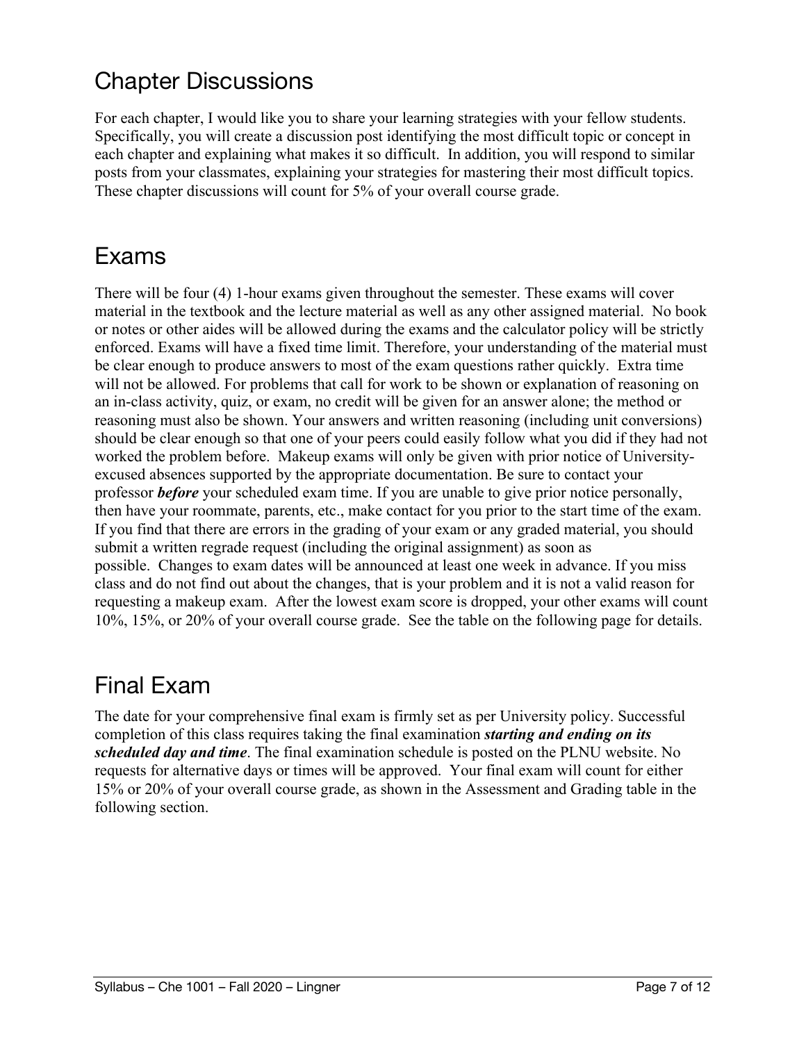## Chapter Discussions

For each chapter, I would like you to share your learning strategies with your fellow students. Specifically, you will create a discussion post identifying the most difficult topic or concept in each chapter and explaining what makes it so difficult. In addition, you will respond to similar posts from your classmates, explaining your strategies for mastering their most difficult topics. These chapter discussions will count for 5% of your overall course grade.

## Exams

There will be four (4) 1-hour exams given throughout the semester. These exams will cover material in the textbook and the lecture material as well as any other assigned material. No book or notes or other aides will be allowed during the exams and the calculator policy will be strictly enforced. Exams will have a fixed time limit. Therefore, your understanding of the material must be clear enough to produce answers to most of the exam questions rather quickly. Extra time will not be allowed. For problems that call for work to be shown or explanation of reasoning on an in-class activity, quiz, or exam, no credit will be given for an answer alone; the method or reasoning must also be shown. Your answers and written reasoning (including unit conversions) should be clear enough so that one of your peers could easily follow what you did if they had not worked the problem before. Makeup exams will only be given with prior notice of University-excused absences supported by the appropriate documentation. Be sure to contact your professor ***before*** your scheduled exam time. If you are unable to give prior notice personally, then have your roommate, parents, etc., make contact for you prior to the start time of the exam. If you find that there are errors in the grading of your exam or any graded material, you should submit a written regrade request (including the original assignment) as soon as possible. Changes to exam dates will be announced at least one week in advance. If you miss class and do not find out about the changes, that is your problem and it is not a valid reason for requesting a makeup exam. After the lowest exam score is dropped, your other exams will count 10%, 15%, or 20% of your overall course grade. See the table on the following page for details.

## Final Exam

The date for your comprehensive final exam is firmly set as per University policy. Successful completion of this class requires taking the final examination ***starting and ending on its scheduled day and time***. The final examination schedule is posted on the PLNU website. No requests for alternative days or times will be approved. Your final exam will count for either 15% or 20% of your overall course grade, as shown in the Assessment and Grading table in the following section.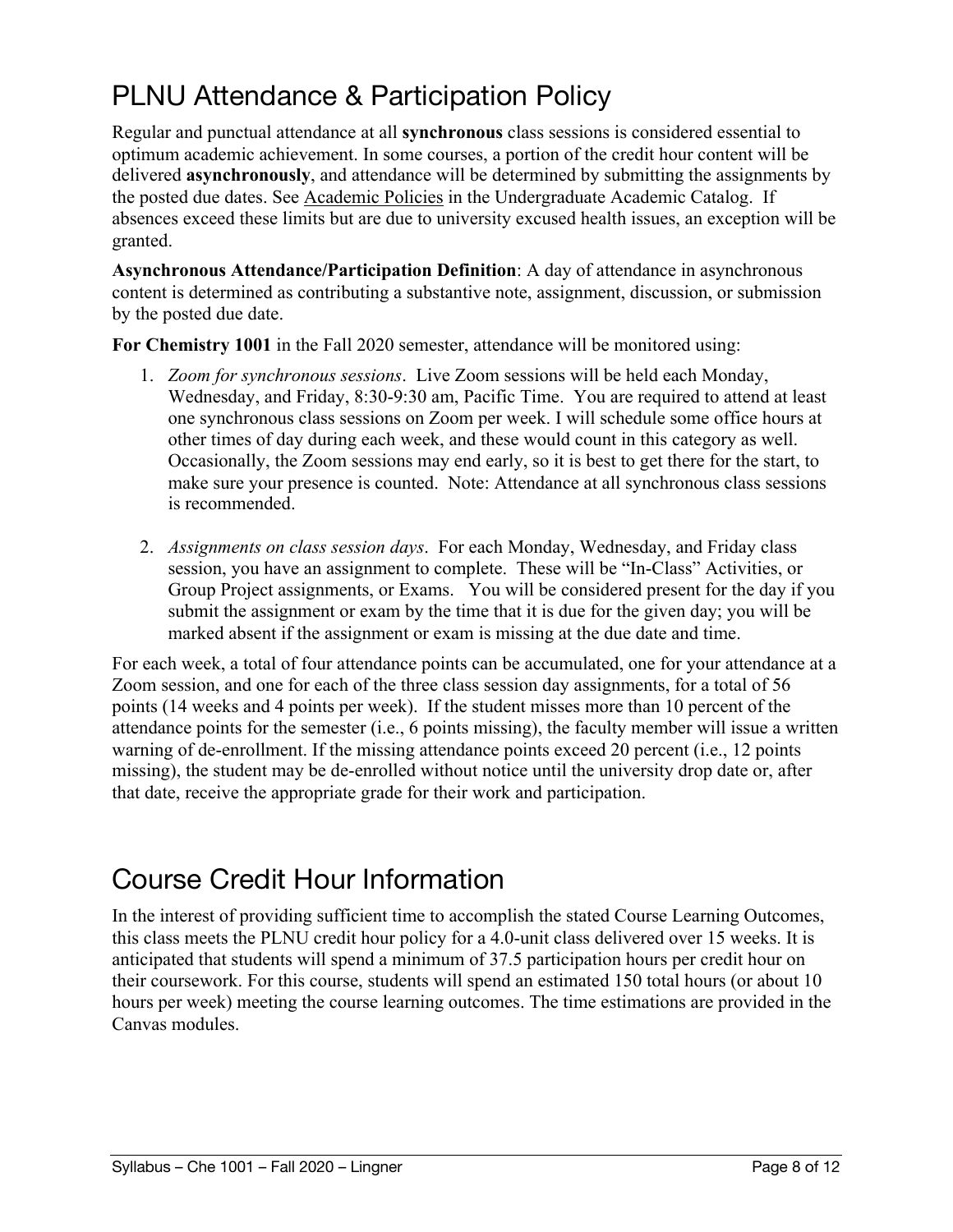## PLNU Attendance & Participation Policy

Regular and punctual attendance at all **synchronous** class sessions is considered essential to optimum academic achievement. In some courses, a portion of the credit hour content will be delivered **asynchronously**, and attendance will be determined by submitting the assignments by the posted due dates. See Academic Policies in the Undergraduate Academic Catalog. If absences exceed these limits but are due to university excused health issues, an exception will be granted.

**Asynchronous Attendance/Participation Definition**: A day of attendance in asynchronous content is determined as contributing a substantive note, assignment, discussion, or submission by the posted due date.

**For Chemistry 1001** in the Fall 2020 semester, attendance will be monitored using:

1. *Zoom for synchronous sessions*. Live Zoom sessions will be held each Monday, Wednesday, and Friday, 8:30-9:30 am, Pacific Time. You are required to attend at least one synchronous class sessions on Zoom per week. I will schedule some office hours at other times of day during each week, and these would count in this category as well. Occasionally, the Zoom sessions may end early, so it is best to get there for the start, to make sure your presence is counted. Note: Attendance at all synchronous class sessions is recommended.

2. *Assignments on class session days*. For each Monday, Wednesday, and Friday class session, you have an assignment to complete. These will be "In-Class" Activities, or Group Project assignments, or Exams. You will be considered present for the day if you submit the assignment or exam by the time that it is due for the given day; you will be marked absent if the assignment or exam is missing at the due date and time.

For each week, a total of four attendance points can be accumulated, one for your attendance at a Zoom session, and one for each of the three class session day assignments, for a total of 56 points (14 weeks and 4 points per week). If the student misses more than 10 percent of the attendance points for the semester (i.e., 6 points missing), the faculty member will issue a written warning of de-enrollment. If the missing attendance points exceed 20 percent (i.e., 12 points missing), the student may be de-enrolled without notice until the university drop date or, after that date, receive the appropriate grade for their work and participation.

## Course Credit Hour Information

In the interest of providing sufficient time to accomplish the stated Course Learning Outcomes, this class meets the PLNU credit hour policy for a 4.0-unit class delivered over 15 weeks. It is anticipated that students will spend a minimum of 37.5 participation hours per credit hour on their coursework. For this course, students will spend an estimated 150 total hours (or about 10 hours per week) meeting the course learning outcomes. The time estimations are provided in the Canvas modules.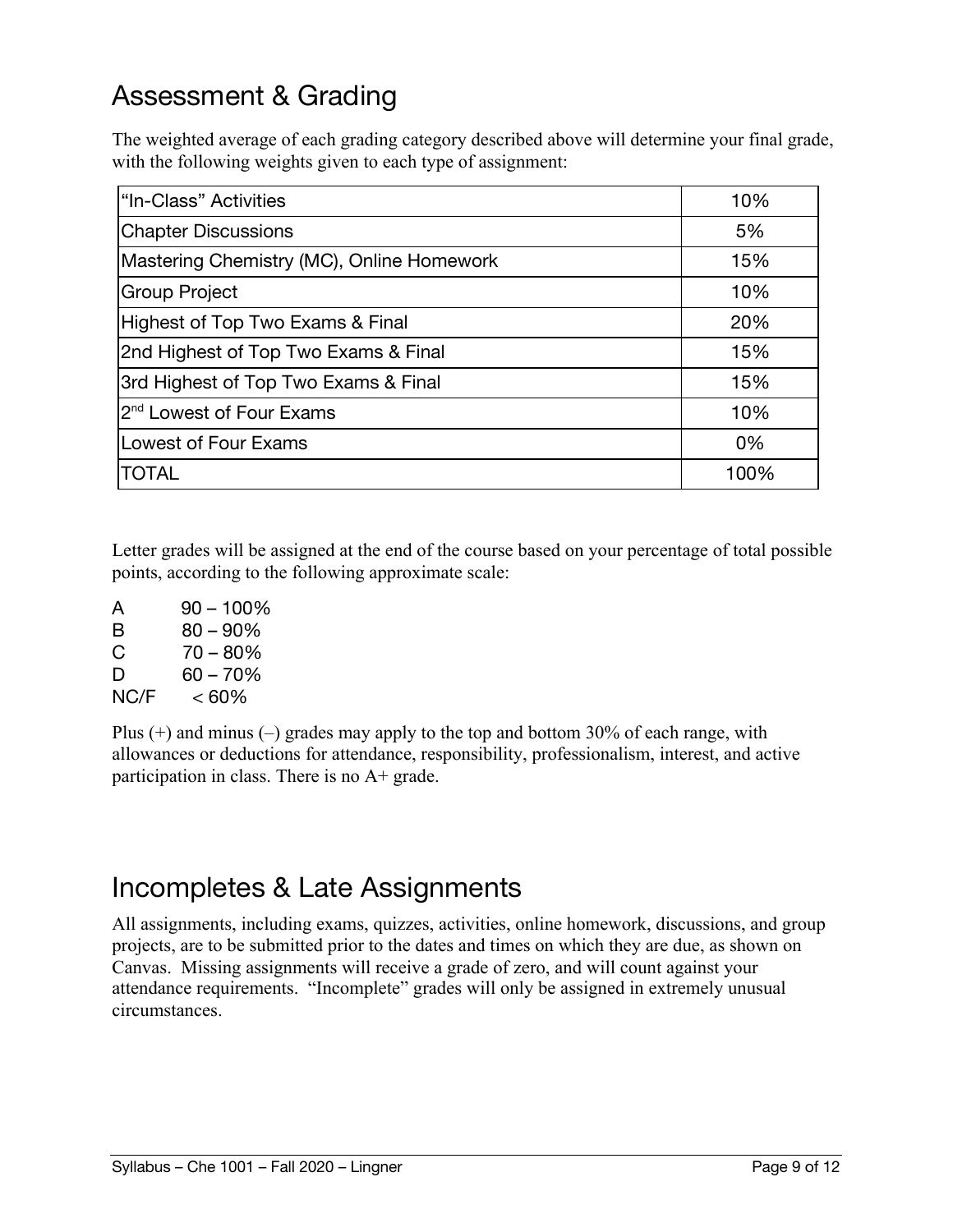## Assessment & Grading

The weighted average of each grading category described above will determine your final grade, with the following weights given to each type of assignment:

| Category | Weight |
|---|---|
| "In-Class" Activities | 10% |
| Chapter Discussions | 5% |
| Mastering Chemistry (MC), Online Homework | 15% |
| Group Project | 10% |
| Highest of Top Two Exams & Final | 20% |
| 2nd Highest of Top Two Exams & Final | 15% |
| 3rd Highest of Top Two Exams & Final | 15% |
| 2nd Lowest of Four Exams | 10% |
| Lowest of Four Exams | 0% |
| TOTAL | 100% |

Letter grades will be assigned at the end of the course based on your percentage of total possible points, according to the following approximate scale:

| Grade | Range |
|---|---|
| A | 90 – 100% |
| B | 80 – 90% |
| C | 70 – 80% |
| D | 60 – 70% |
| NC/F | < 60% |

Plus (+) and minus (–) grades may apply to the top and bottom 30% of each range, with allowances or deductions for attendance, responsibility, professionalism, interest, and active participation in class. There is no A+ grade.

## Incompletes & Late Assignments

All assignments, including exams, quizzes, activities, online homework, discussions, and group projects, are to be submitted prior to the dates and times on which they are due, as shown on Canvas. Missing assignments will receive a grade of zero, and will count against your attendance requirements. "Incomplete" grades will only be assigned in extremely unusual circumstances.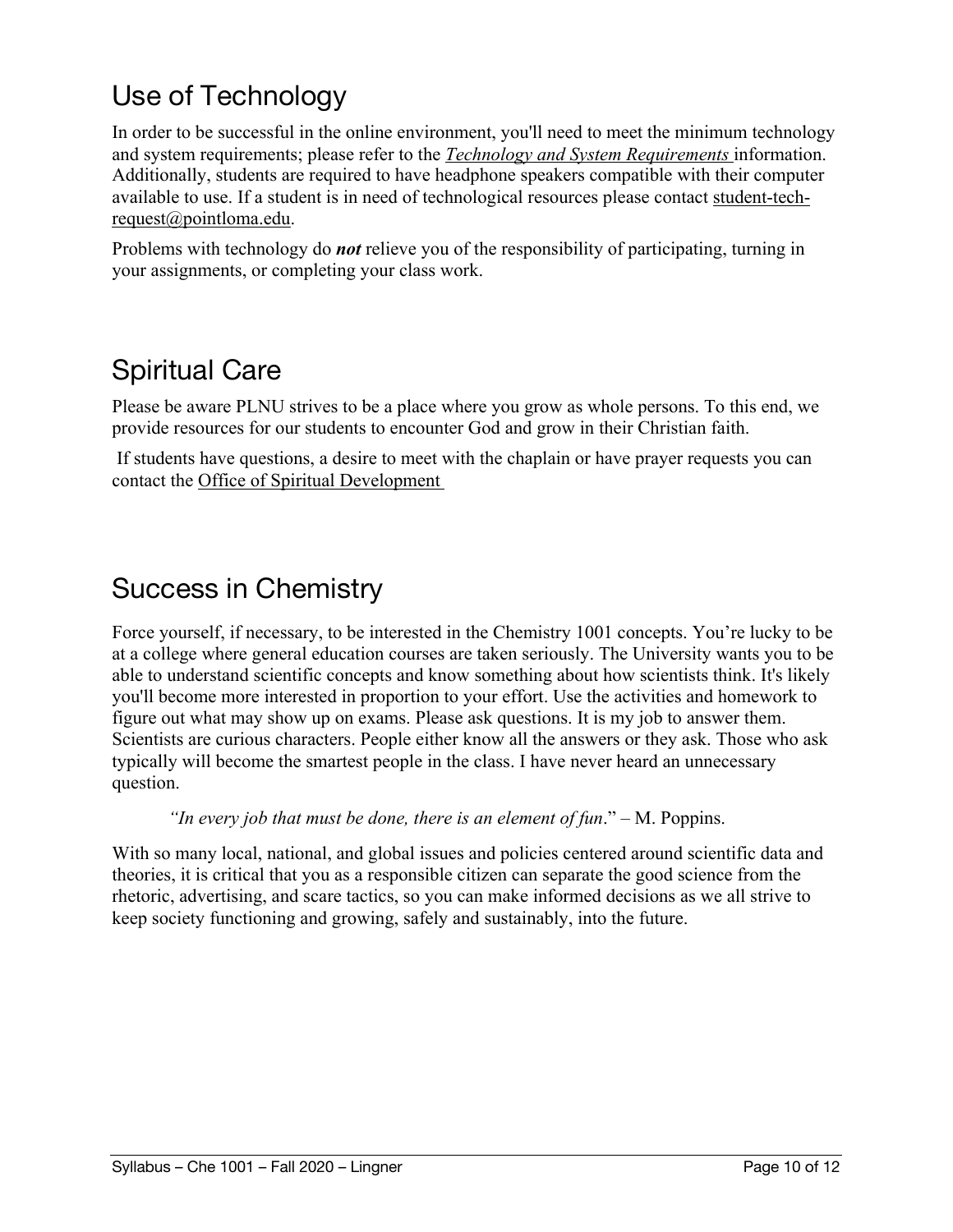## Use of Technology

In order to be successful in the online environment, you'll need to meet the minimum technology and system requirements; please refer to the ***Technology and System Requirements*** information. Additionally, students are required to have headphone speakers compatible with their computer available to use. If a student is in need of technological resources please contact student-tech-request@pointloma.edu.

Problems with technology do ***not*** relieve you of the responsibility of participating, turning in your assignments, or completing your class work.

## Spiritual Care

Please be aware PLNU strives to be a place where you grow as whole persons. To this end, we provide resources for our students to encounter God and grow in their Christian faith.

If students have questions, a desire to meet with the chaplain or have prayer requests you can contact the Office of Spiritual Development

## Success in Chemistry

Force yourself, if necessary, to be interested in the Chemistry 1001 concepts. You're lucky to be at a college where general education courses are taken seriously. The University wants you to be able to understand scientific concepts and know something about how scientists think. It's likely you'll become more interested in proportion to your effort. Use the activities and homework to figure out what may show up on exams. Please ask questions. It is my job to answer them. Scientists are curious characters. People either know all the answers or they ask. Those who ask typically will become the smartest people in the class. I have never heard an unnecessary question.

> *"In every job that must be done, there is an element of fun*." – M. Poppins.

With so many local, national, and global issues and policies centered around scientific data and theories, it is critical that you as a responsible citizen can separate the good science from the rhetoric, advertising, and scare tactics, so you can make informed decisions as we all strive to keep society functioning and growing, safely and sustainably, into the future.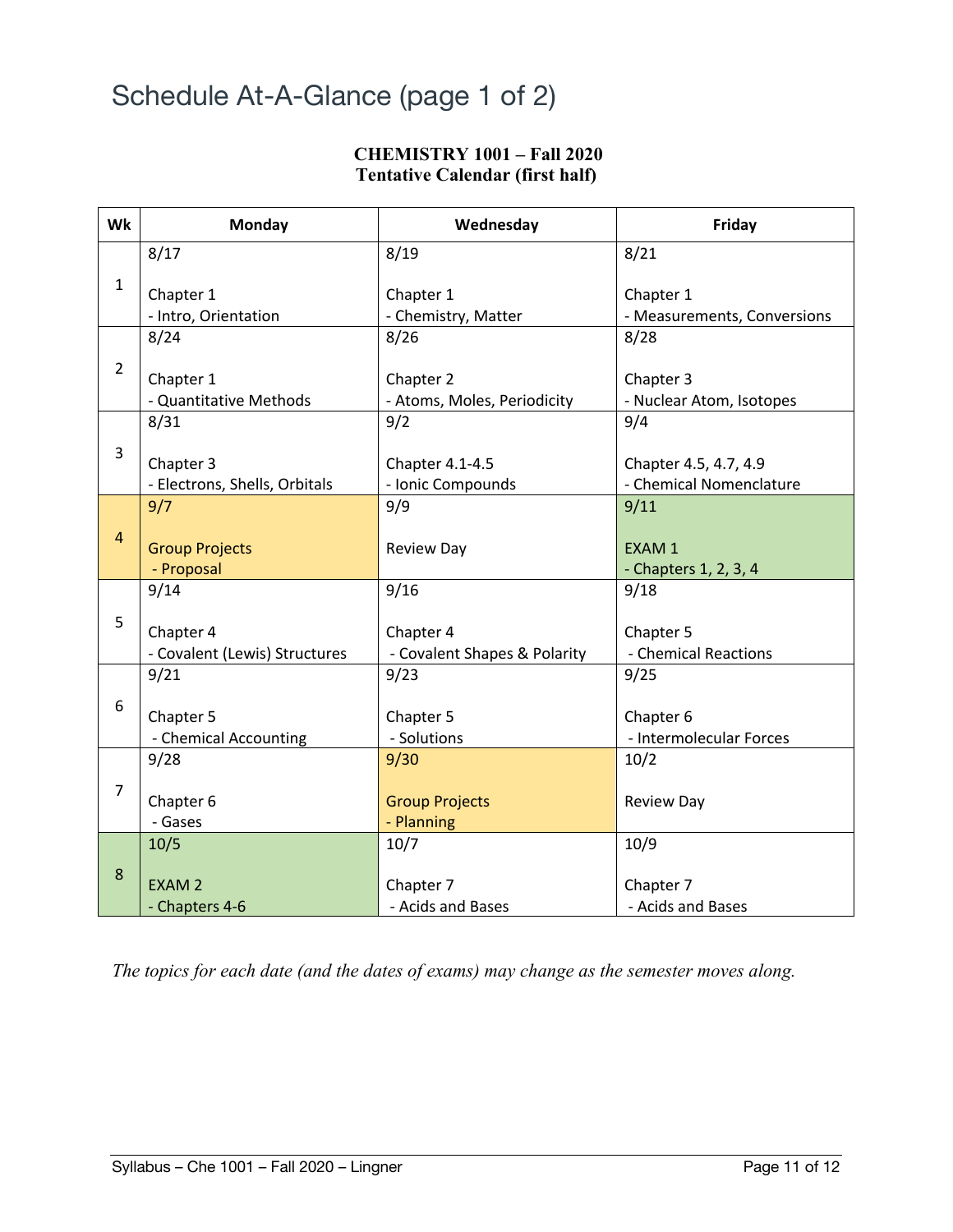# Schedule At-A-Glance (page 1 of 2)

**CHEMISTRY 1001 – Fall 2020**
**Tentative Calendar (first half)**

| Wk | Monday | Wednesday | Friday |
|---|---|---|---|
| 1 | 8/17<br><br>Chapter 1<br>- Intro, Orientation | 8/19<br><br>Chapter 1<br>- Chemistry, Matter | 8/21<br><br>Chapter 1<br>- Measurements, Conversions |
| 2 | 8/24<br><br>Chapter 1<br>- Quantitative Methods | 8/26<br><br>Chapter 2<br>- Atoms, Moles, Periodicity | 8/28<br><br>Chapter 3<br>- Nuclear Atom, Isotopes |
| 3 | 8/31<br><br>Chapter 3<br>- Electrons, Shells, Orbitals | 9/2<br><br>Chapter 4.1-4.5<br>- Ionic Compounds | 9/4<br><br>Chapter 4.5, 4.7, 4.9<br>- Chemical Nomenclature |
| 4 | 9/7<br><br>Group Projects<br>- Proposal | 9/9<br><br>Review Day | 9/11<br><br>EXAM 1<br>- Chapters 1, 2, 3, 4 |
| 5 | 9/14<br><br>Chapter 4<br>- Covalent (Lewis) Structures | 9/16<br><br>Chapter 4<br>- Covalent Shapes & Polarity | 9/18<br><br>Chapter 5<br>- Chemical Reactions |
| 6 | 9/21<br><br>Chapter 5<br>- Chemical Accounting | 9/23<br><br>Chapter 5<br>- Solutions | 9/25<br><br>Chapter 6<br>- Intermolecular Forces |
| 7 | 9/28<br><br>Chapter 6<br>- Gases | 9/30<br><br>Group Projects<br>- Planning | 10/2<br><br>Review Day |
| 8 | 10/5<br><br>EXAM 2<br>- Chapters 4-6 | 10/7<br><br>Chapter 7<br>- Acids and Bases | 10/9<br><br>Chapter 7<br>- Acids and Bases |

*The topics for each date (and the dates of exams) may change as the semester moves along.*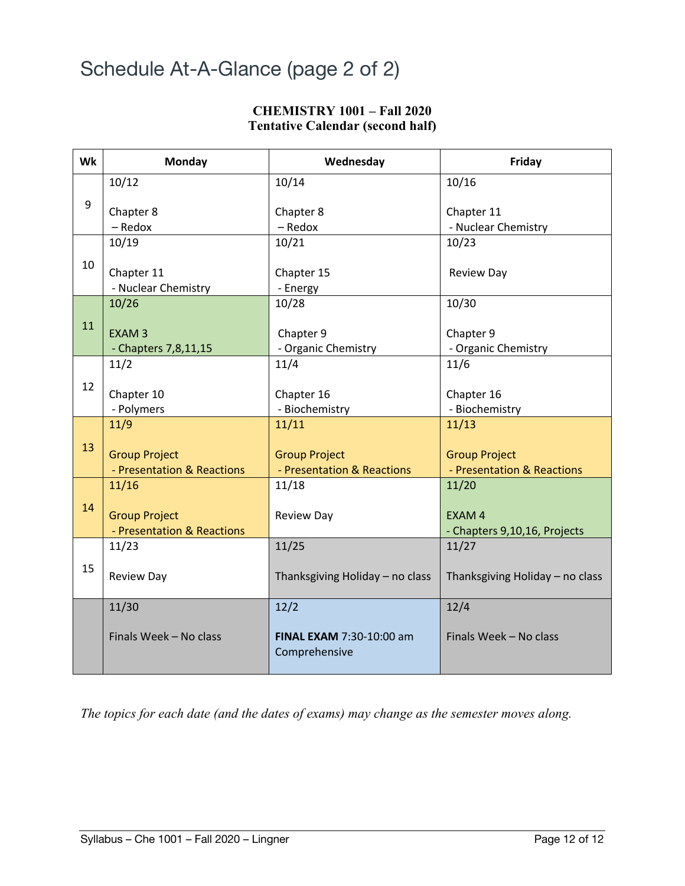# Schedule At-A-Glance (page 2 of 2)

**CHEMISTRY 1001 – Fall 2020**
**Tentative Calendar (second half)**

| Wk | Monday | Wednesday | Friday |
|---|---|---|---|
| 9 | 10/12<br><br>Chapter 8<br>– Redox | 10/14<br><br>Chapter 8<br>– Redox | 10/16<br><br>Chapter 11<br>- Nuclear Chemistry |
| 10 | 10/19<br><br>Chapter 11<br>- Nuclear Chemistry | 10/21<br><br>Chapter 15<br>- Energy | 10/23<br><br>Review Day |
| 11 | 10/26<br><br>EXAM 3<br>- Chapters 7,8,11,15 | 10/28<br><br>Chapter 9<br>- Organic Chemistry | 10/30<br><br>Chapter 9<br>- Organic Chemistry |
| 12 | 11/2<br><br>Chapter 10<br>- Polymers | 11/4<br><br>Chapter 16<br>- Biochemistry | 11/6<br><br>Chapter 16<br>- Biochemistry |
| 13 | 11/9<br><br>Group Project<br>- Presentation & Reactions | 11/11<br><br>Group Project<br>- Presentation & Reactions | 11/13<br><br>Group Project<br>- Presentation & Reactions |
| 14 | 11/16<br><br>Group Project<br>- Presentation & Reactions | 11/18<br><br>Review Day | 11/20<br><br>EXAM 4<br>- Chapters 9,10,16, Projects |
| 15 | 11/23<br><br>Review Day | 11/25<br><br>Thanksgiving Holiday – no class | 11/27<br><br>Thanksgiving Holiday – no class |
| | 11/30<br><br>Finals Week – No class | 12/2<br><br>**FINAL EXAM** 7:30-10:00 am<br>Comprehensive | 12/4<br><br>Finals Week – No class |

*The topics for each date (and the dates of exams) may change as the semester moves along.*